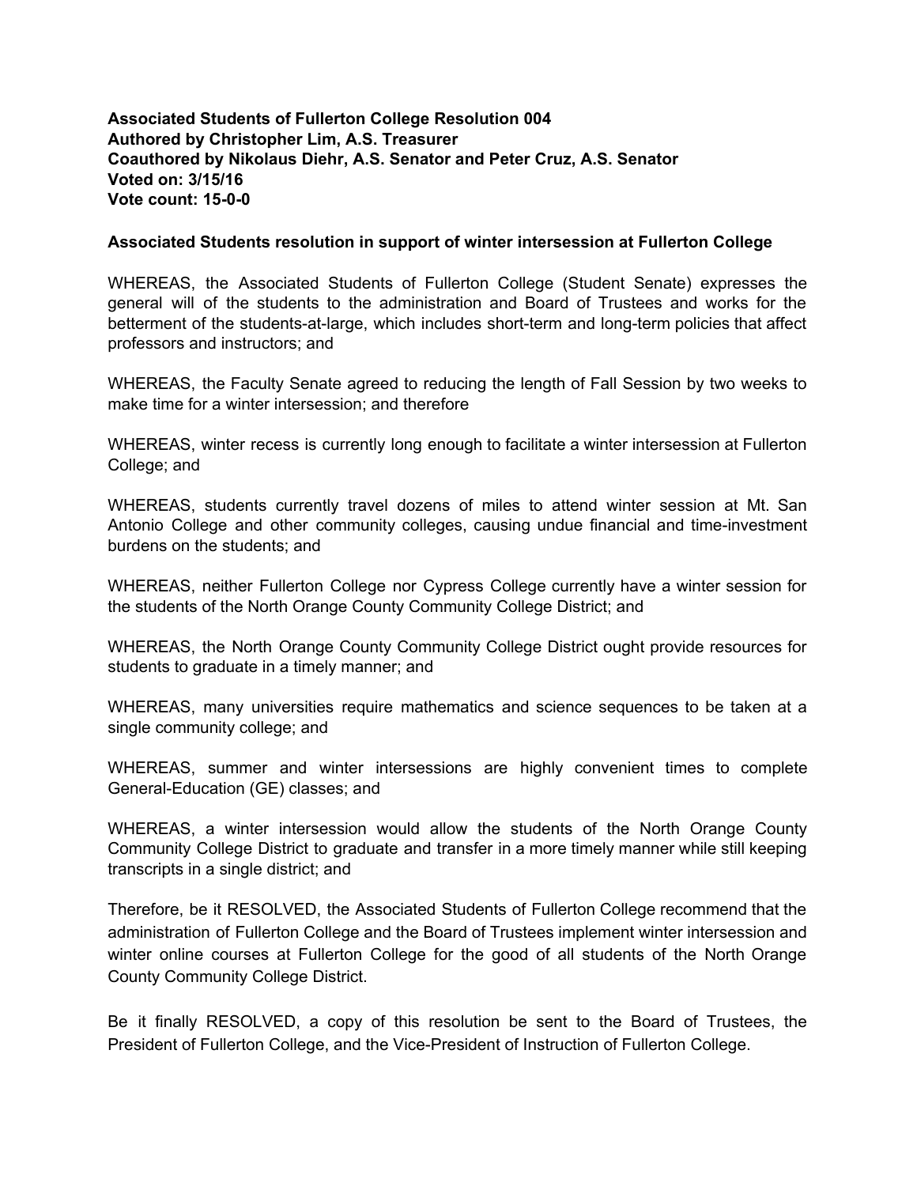**Associated Students of Fullerton College Resolution 004**
**Authored by Christopher Lim, A.S. Treasurer**
**Coauthored by Nikolaus Diehr, A.S. Senator and Peter Cruz, A.S. Senator**
**Voted on: 3/15/16**
**Vote count: 15-0-0**

**Associated Students resolution in support of winter intersession at Fullerton College**

WHEREAS, the Associated Students of Fullerton College (Student Senate) expresses the general will of the students to the administration and Board of Trustees and works for the betterment of the students-at-large, which includes short-term and long-term policies that affect professors and instructors; and

WHEREAS, the Faculty Senate agreed to reducing the length of Fall Session by two weeks to make time for a winter intersession; and therefore

WHEREAS, winter recess is currently long enough to facilitate a winter intersession at Fullerton College; and

WHEREAS, students currently travel dozens of miles to attend winter session at Mt. San Antonio College and other community colleges, causing undue financial and time-investment burdens on the students; and

WHEREAS, neither Fullerton College nor Cypress College currently have a winter session for the students of the North Orange County Community College District; and

WHEREAS, the North Orange County Community College District ought provide resources for students to graduate in a timely manner; and

WHEREAS, many universities require mathematics and science sequences to be taken at a single community college; and

WHEREAS, summer and winter intersessions are highly convenient times to complete General-Education (GE) classes; and

WHEREAS, a winter intersession would allow the students of the North Orange County Community College District to graduate and transfer in a more timely manner while still keeping transcripts in a single district; and

Therefore, be it RESOLVED, the Associated Students of Fullerton College recommend that the administration of Fullerton College and the Board of Trustees implement winter intersession and winter online courses at Fullerton College for the good of all students of the North Orange County Community College District.

Be it finally RESOLVED, a copy of this resolution be sent to the Board of Trustees, the President of Fullerton College, and the Vice-President of Instruction of Fullerton College.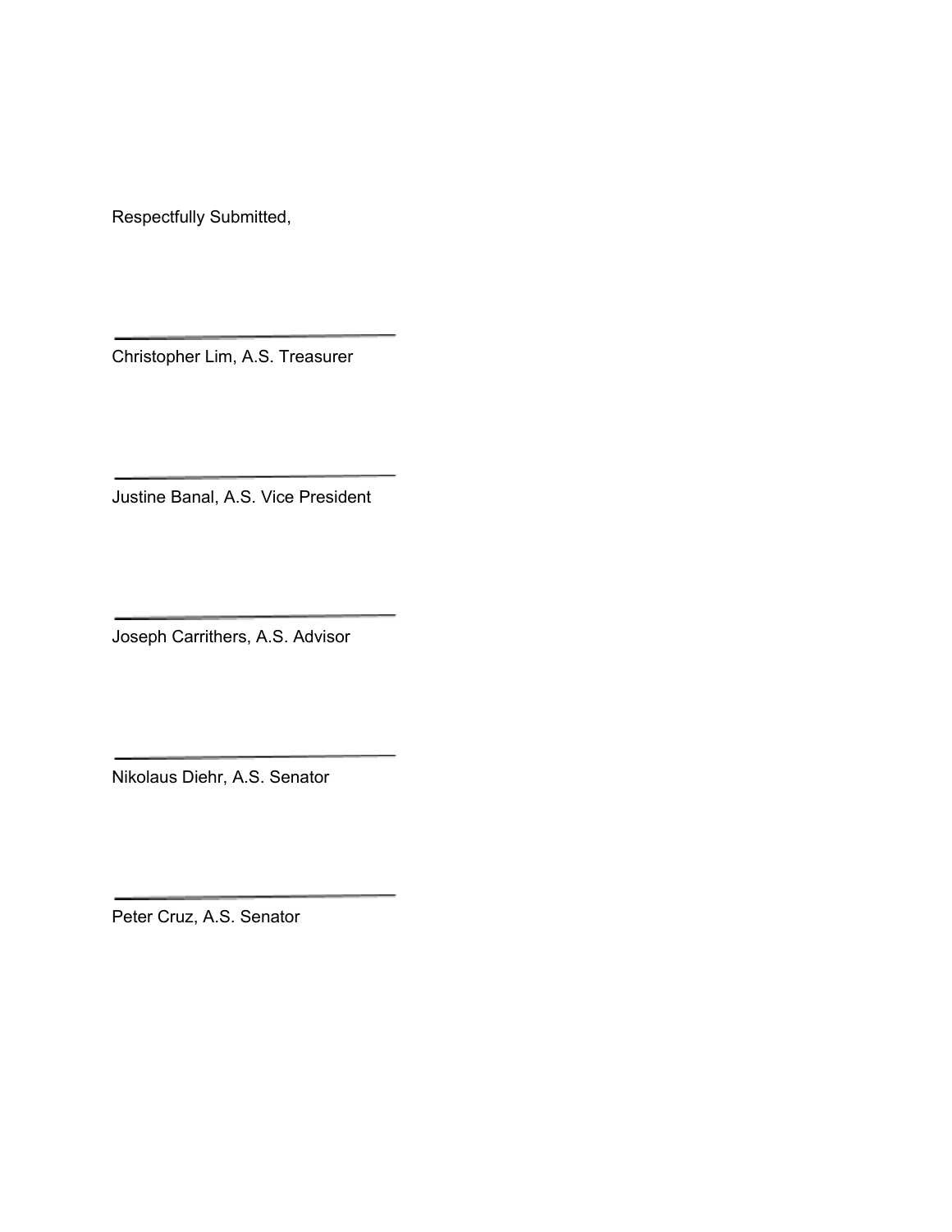Respectfully Submitted,

\_\_\_\_\_\_\_\_\_\_\_\_\_\_\_\_\_\_\_\_\_\_\_\_\_\_\_\_\_\_

Christopher Lim, A.S. Treasurer

\_\_\_\_\_\_\_\_\_\_\_\_\_\_\_\_\_\_\_\_\_\_\_\_\_\_\_\_\_\_

Justine Banal, A.S. Vice President

\_\_\_\_\_\_\_\_\_\_\_\_\_\_\_\_\_\_\_\_\_\_\_\_\_\_\_\_\_\_

Joseph Carrithers, A.S. Advisor

\_\_\_\_\_\_\_\_\_\_\_\_\_\_\_\_\_\_\_\_\_\_\_\_\_\_\_\_\_\_

Nikolaus Diehr, A.S. Senator

\_\_\_\_\_\_\_\_\_\_\_\_\_\_\_\_\_\_\_\_\_\_\_\_\_\_\_\_\_\_

Peter Cruz, A.S. Senator